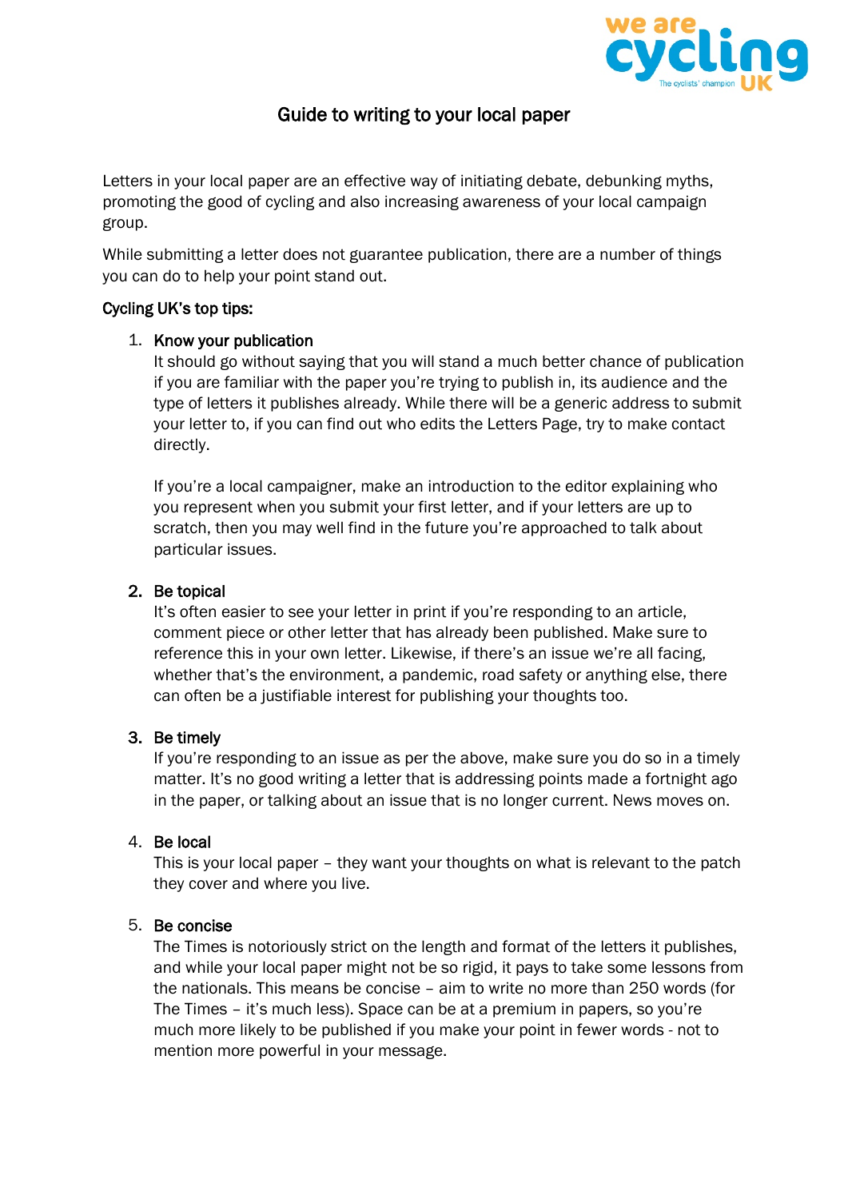# Guide to writing to your local paper

Letters in your local paper are an effective way of initiating debate, debunking myths, promoting the good of cycling and also increasing awareness of your local campaign group.

While submitting a letter does not guarantee publication, there are a number of things you can do to help your point stand out.

**Cycling UK's top tips:**

1. **Know your publication**
   It should go without saying that you will stand a much better chance of publication if you are familiar with the paper you're trying to publish in, its audience and the type of letters it publishes already. While there will be a generic address to submit your letter to, if you can find out who edits the Letters Page, try to make contact directly.

   If you're a local campaigner, make an introduction to the editor explaining who you represent when you submit your first letter, and if your letters are up to scratch, then you may well find in the future you're approached to talk about particular issues.

2. **Be topical**
   It's often easier to see your letter in print if you're responding to an article, comment piece or other letter that has already been published. Make sure to reference this in your own letter. Likewise, if there's an issue we're all facing, whether that's the environment, a pandemic, road safety or anything else, there can often be a justifiable interest for publishing your thoughts too.

3. **Be timely**
   If you're responding to an issue as per the above, make sure you do so in a timely matter. It's no good writing a letter that is addressing points made a fortnight ago in the paper, or talking about an issue that is no longer current. News moves on.

4. **Be local**
   This is your local paper – they want your thoughts on what is relevant to the patch they cover and where you live.

5. **Be concise**
   The Times is notoriously strict on the length and format of the letters it publishes, and while your local paper might not be so rigid, it pays to take some lessons from the nationals. This means be concise – aim to write no more than 250 words (for The Times – it's much less). Space can be at a premium in papers, so you're much more likely to be published if you make your point in fewer words - not to mention more powerful in your message.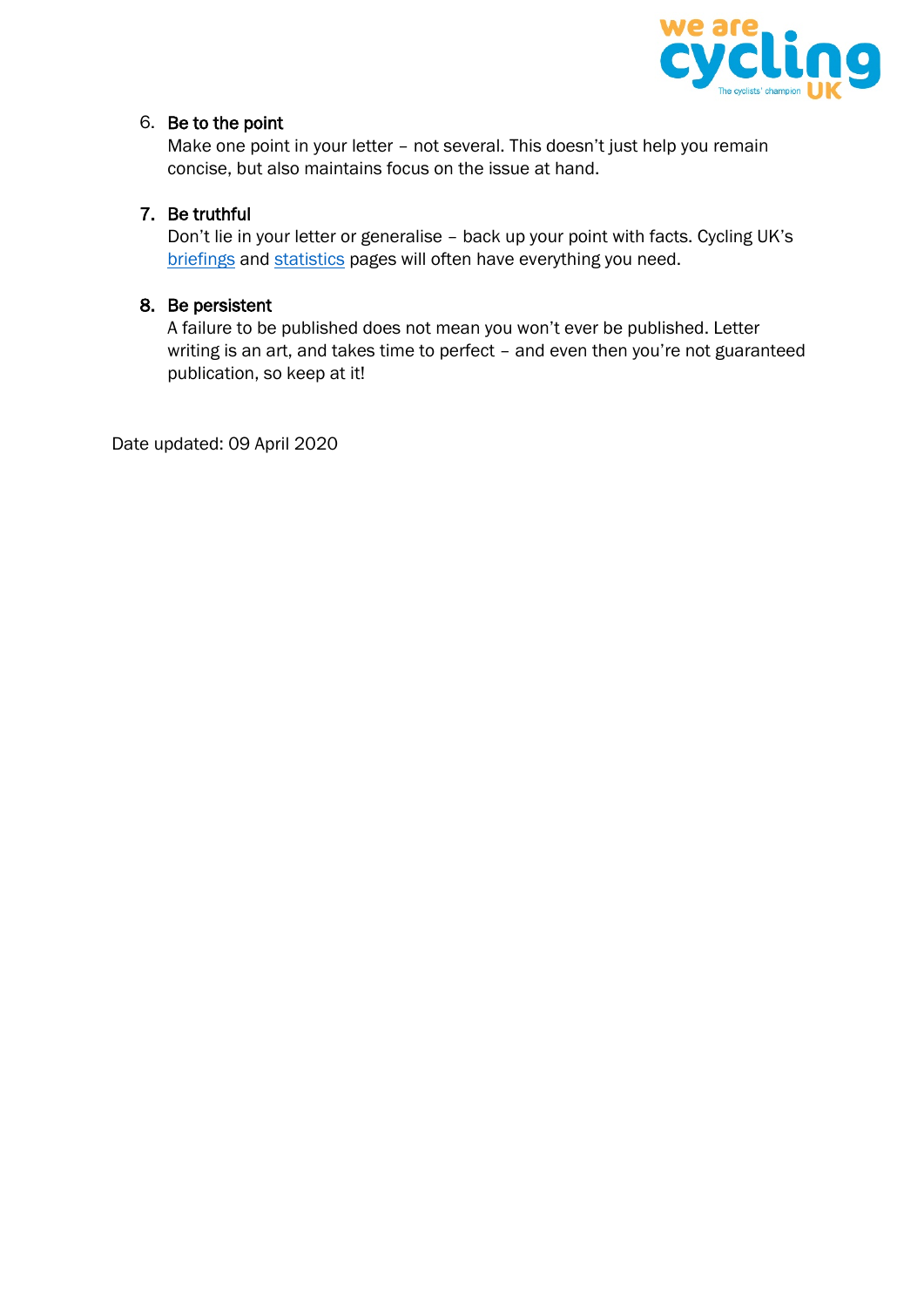6. **Be to the point**
   Make one point in your letter – not several. This doesn't just help you remain concise, but also maintains focus on the issue at hand.

7. **Be truthful**
   Don't lie in your letter or generalise – back up your point with facts. Cycling UK's briefings and statistics pages will often have everything you need.

8. **Be persistent**
   A failure to be published does not mean you won't ever be published. Letter writing is an art, and takes time to perfect – and even then you're not guaranteed publication, so keep at it!

Date updated: 09 April 2020